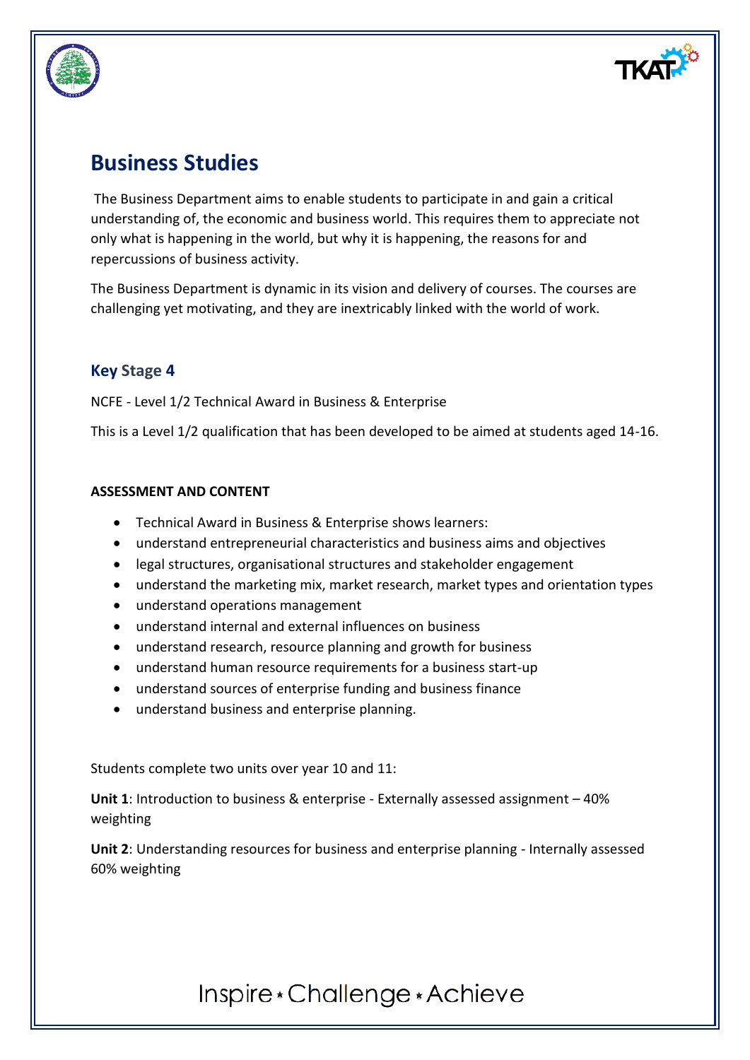# Business Studies

The Business Department aims to enable students to participate in and gain a critical understanding of, the economic and business world. This requires them to appreciate not only what is happening in the world, but why it is happening, the reasons for and repercussions of business activity.

The Business Department is dynamic in its vision and delivery of courses. The courses are challenging yet motivating, and they are inextricably linked with the world of work.

## Key Stage 4

NCFE - Level 1/2 Technical Award in Business & Enterprise

This is a Level 1/2 qualification that has been developed to be aimed at students aged 14-16.

**ASSESSMENT AND CONTENT**

- Technical Award in Business & Enterprise shows learners:
- understand entrepreneurial characteristics and business aims and objectives
- legal structures, organisational structures and stakeholder engagement
- understand the marketing mix, market research, market types and orientation types
- understand operations management
- understand internal and external influences on business
- understand research, resource planning and growth for business
- understand human resource requirements for a business start-up
- understand sources of enterprise funding and business finance
- understand business and enterprise planning.

Students complete two units over year 10 and 11:

**Unit 1**: Introduction to business & enterprise - Externally assessed assignment – 40% weighting

**Unit 2**: Understanding resources for business and enterprise planning - Internally assessed 60% weighting

Inspire • Challenge • Achieve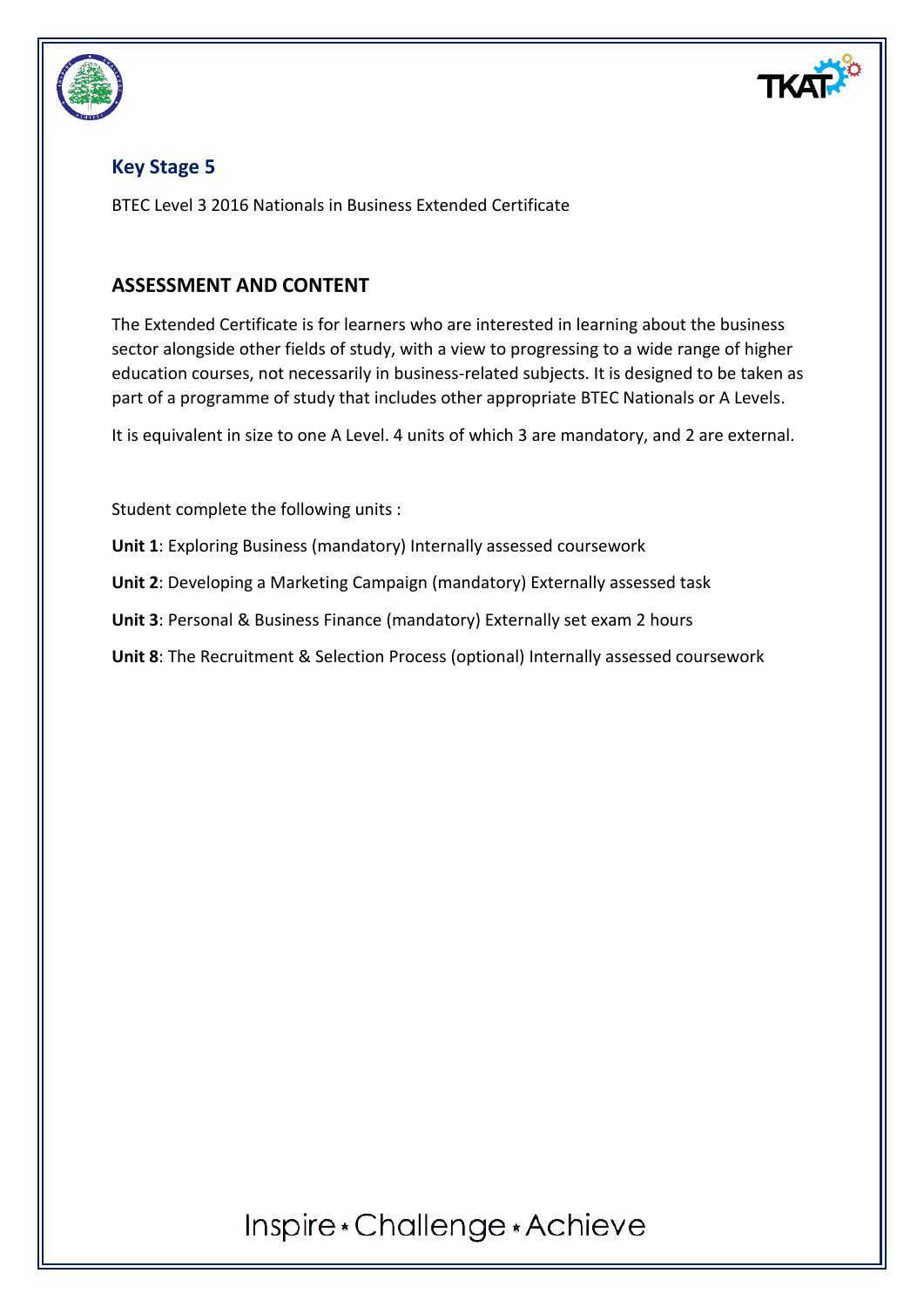## Key Stage 5

BTEC Level 3 2016 Nationals in Business Extended Certificate

## ASSESSMENT AND CONTENT

The Extended Certificate is for learners who are interested in learning about the business sector alongside other fields of study, with a view to progressing to a wide range of higher education courses, not necessarily in business-related subjects. It is designed to be taken as part of a programme of study that includes other appropriate BTEC Nationals or A Levels.

It is equivalent in size to one A Level. 4 units of which 3 are mandatory, and 2 are external.

Student complete the following units :

**Unit 1**: Exploring Business (mandatory) Internally assessed coursework

**Unit 2**: Developing a Marketing Campaign (mandatory) Externally assessed task

**Unit 3**: Personal & Business Finance (mandatory) Externally set exam 2 hours

**Unit 8**: The Recruitment & Selection Process (optional) Internally assessed coursework